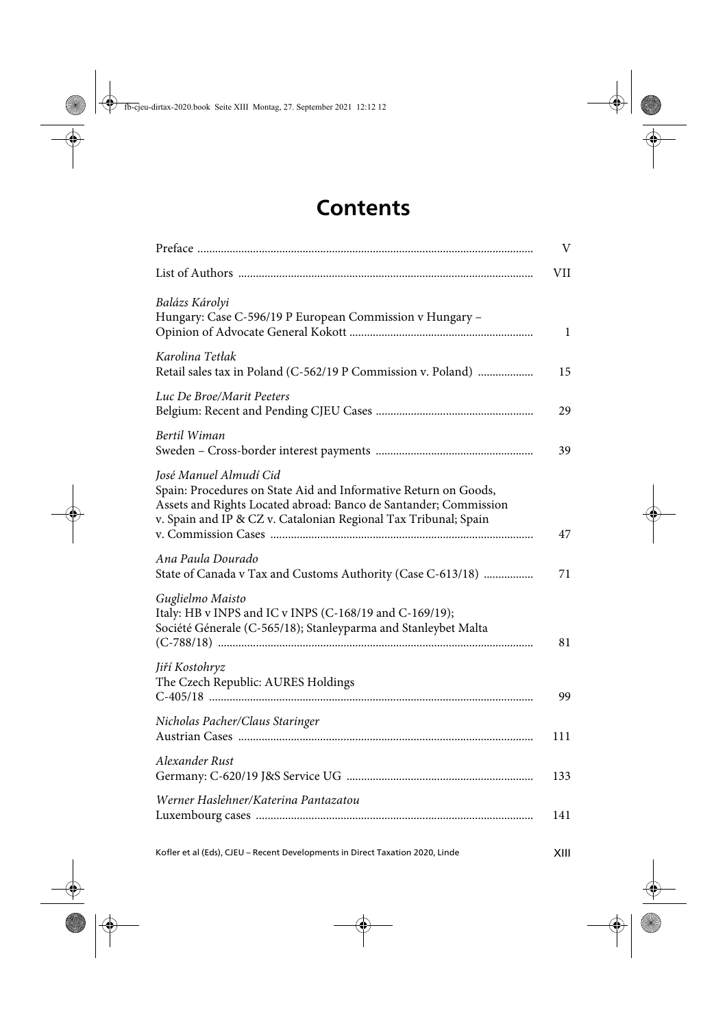# Contents

| | |
|---|---|
| Preface | V |
| List of Authors | VII |
| *Balázs Károlyi*<br>Hungary: Case C-596/19 P European Commission v Hungary – Opinion of Advocate General Kokott | 1 |
| *Karolina Tetłak*<br>Retail sales tax in Poland (C-562/19 P Commission v. Poland) | 15 |
| *Luc De Broe/Marit Peeters*<br>Belgium: Recent and Pending CJEU Cases | 29 |
| *Bertil Wiman*<br>Sweden – Cross-border interest payments | 39 |
| *José Manuel Almudí Cid*<br>Spain: Procedures on State Aid and Informative Return on Goods, Assets and Rights Located abroad: Banco de Santander; Commission v. Spain and IP & CZ v. Catalonian Regional Tax Tribunal; Spain v. Commission Cases | 47 |
| *Ana Paula Dourado*<br>State of Canada v Tax and Customs Authority (Case C-613/18) | 71 |
| *Guglielmo Maisto*<br>Italy: HB v INPS and IC v INPS (C-168/19 and C-169/19); Société Génerale (C-565/18); Stanleyparma and Stanleybet Malta (C-788/18) | 81 |
| *Jiří Kostohryz*<br>The Czech Republic: AURES Holdings C-405/18 | 99 |
| *Nicholas Pacher/Claus Staringer*<br>Austrian Cases | 111 |
| *Alexander Rust*<br>Germany: C-620/19 J&S Service UG | 133 |
| *Werner Haslehner/Katerina Pantazatou*<br>Luxembourg cases | 141 |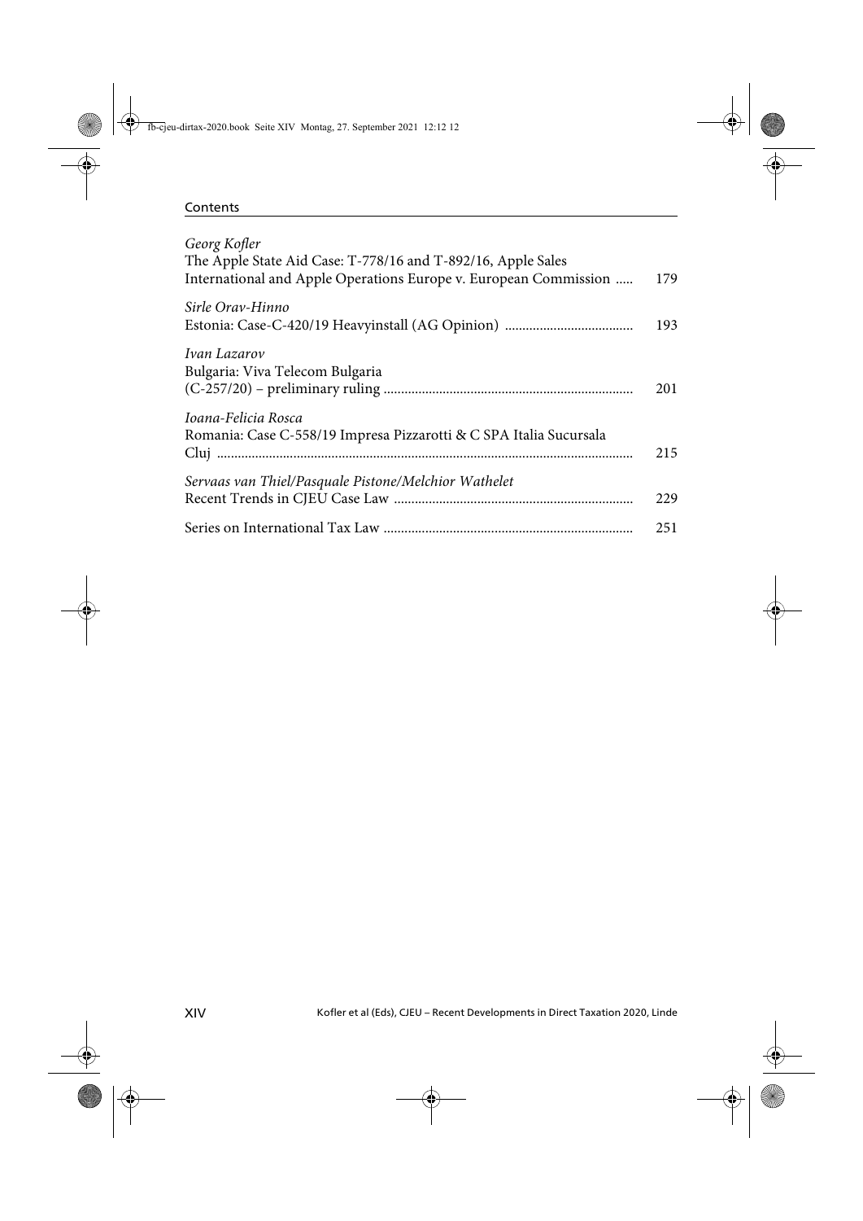Georg Kofler
The Apple State Aid Case: T-778/16 and T-892/16, Apple Sales International and Apple Operations Europe v. European Commission ..... 179

Sirle Orav-Hinno
Estonia: Case-C-420/19 Heavyinstall (AG Opinion) .................................... 193

Ivan Lazarov
Bulgaria: Viva Telecom Bulgaria (C-257/20) – preliminary ruling ....................................................................... 201

Ioana-Felicia Rosca
Romania: Case C-558/19 Impresa Pizzarotti & C SPA Italia Sucursala Cluj ....................................................................................................... 215

Servaas van Thiel/Pasquale Pistone/Melchior Wathelet
Recent Trends in CJEU Case Law .................................................................... 229

Series on International Tax Law ....................................................................... 251